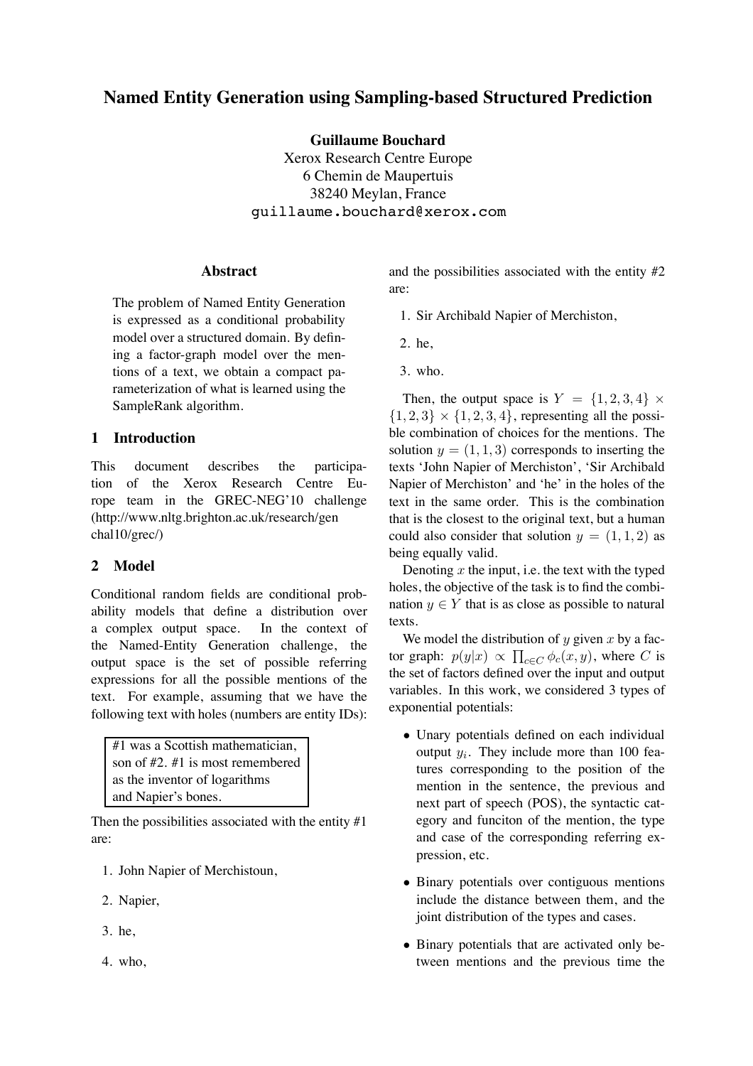# Named Entity Generation using Sampling-based Structured Prediction

**Guillaume Bouchard**
Xerox Research Centre Europe
6 Chemin de Maupertuis
38240 Meylan, France
guillaume.bouchard@xerox.com

## Abstract

The problem of Named Entity Generation is expressed as a conditional probability model over a structured domain. By defining a factor-graph model over the mentions of a text, we obtain a compact parameterization of what is learned using the SampleRank algorithm.

## 1 Introduction

This document describes the participation of the Xerox Research Centre Europe team in the GREC-NEG'10 challenge (http://www.nltg.brighton.ac.uk/research/gen chal10/grec/)

## 2 Model

Conditional random fields are conditional probability models that define a distribution over a complex output space. In the context of the Named-Entity Generation challenge, the output space is the set of possible referring expressions for all the possible mentions of the text. For example, assuming that we have the following text with holes (numbers are entity IDs):

> #1 was a Scottish mathematician, son of #2. #1 is most remembered as the inventor of logarithms and Napier's bones.

Then the possibilities associated with the entity #1 are:

1. John Napier of Merchistoun,
2. Napier,
3. he,
4. who,

and the possibilities associated with the entity #2 are:

1. Sir Archibald Napier of Merchiston,
2. he,
3. who.

Then, the output space is $Y = \{1, 2, 3, 4\} \times \{1, 2, 3\} \times \{1, 2, 3, 4\}$, representing all the possible combination of choices for the mentions. The solution $y = (1, 1, 3)$ corresponds to inserting the texts 'John Napier of Merchiston', 'Sir Archibald Napier of Merchiston' and 'he' in the holes of the text in the same order. This is the combination that is the closest to the original text, but a human could also consider that solution $y = (1, 1, 2)$ as being equally valid.

Denoting $x$ the input, i.e. the text with the typed holes, the objective of the task is to find the combination $y \in Y$ that is as close as possible to natural texts.

We model the distribution of $y$ given $x$ by a factor graph: $p(y|x) \propto \prod_{c \in C} \phi_c(x, y)$, where $C$ is the set of factors defined over the input and output variables. In this work, we considered 3 types of exponential potentials:

- Unary potentials defined on each individual output $y_i$. They include more than 100 features corresponding to the position of the mention in the sentence, the previous and next part of speech (POS), the syntactic category and funciton of the mention, the type and case of the corresponding referring expression, etc.
- Binary potentials over contiguous mentions include the distance between them, and the joint distribution of the types and cases.
- Binary potentials that are activated only between mentions and the previous time the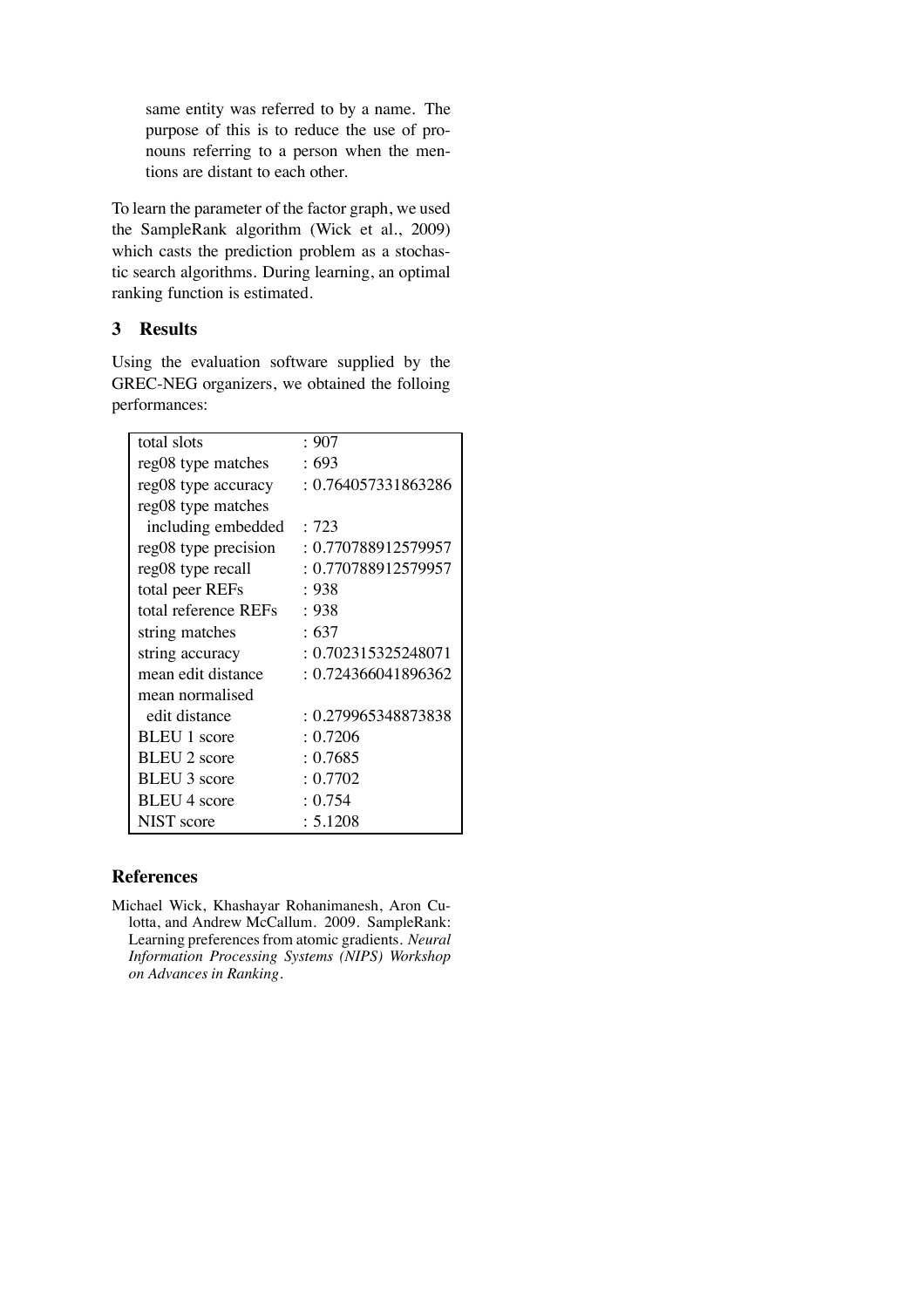same entity was referred to by a name. The purpose of this is to reduce the use of pronouns referring to a person when the mentions are distant to each other.

To learn the parameter of the factor graph, we used the SampleRank algorithm (Wick et al., 2009) which casts the prediction problem as a stochastic search algorithms. During learning, an optimal ranking function is estimated.

## 3 Results

Using the evaluation software supplied by the GREC-NEG organizers, we obtained the folloing performances:

| | |
|---|---|
| total slots | : 907 |
| reg08 type matches | : 693 |
| reg08 type accuracy | : 0.764057331863286 |
| reg08 type matches including embedded | : 723 |
| reg08 type precision | : 0.770788912579957 |
| reg08 type recall | : 0.770788912579957 |
| total peer REFs | : 938 |
| total reference REFs | : 938 |
| string matches | : 637 |
| string accuracy | : 0.702315325248071 |
| mean edit distance | : 0.724366041896362 |
| mean normalised edit distance | : 0.279965348873838 |
| BLEU 1 score | : 0.7206 |
| BLEU 2 score | : 0.7685 |
| BLEU 3 score | : 0.7702 |
| BLEU 4 score | : 0.754 |
| NIST score | : 5.1208 |

## References

Michael Wick, Khashayar Rohanimanesh, Aron Culotta, and Andrew McCallum. 2009. SampleRank: Learning preferences from atomic gradients. *Neural Information Processing Systems (NIPS) Workshop on Advances in Ranking*.